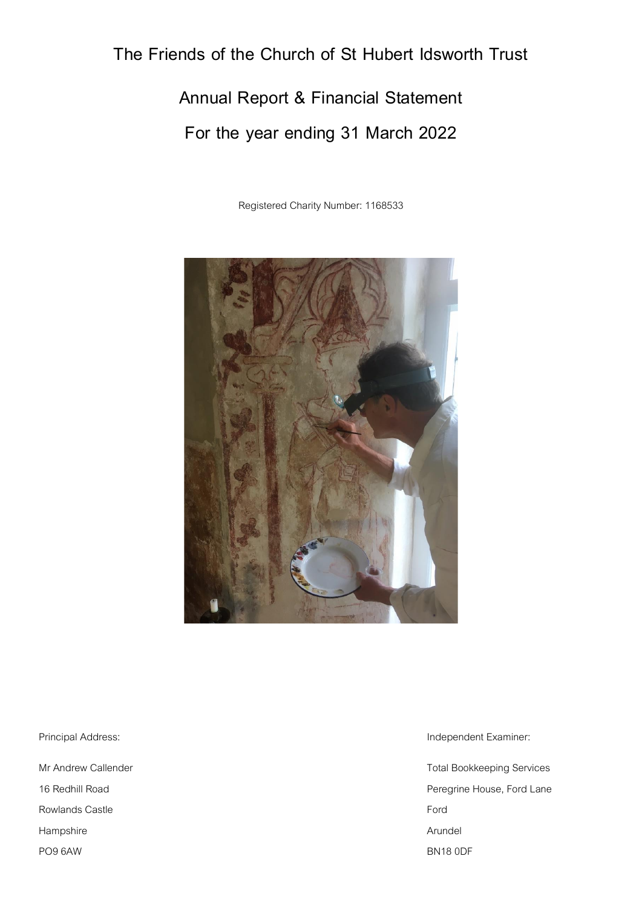# The Friends of the Church of St Hubert Idsworth Trust

## Annual Report & Financial Statement

## For the year ending 31 March 2022

Registered Charity Number: 1168533

Principal Address:

Mr Andrew Callender
16 Redhill Road
Rowlands Castle
Hampshire
PO9 6AW

Independent Examiner:

Total Bookkeeping Services
Peregrine House, Ford Lane
Ford
Arundel
BN18 0DF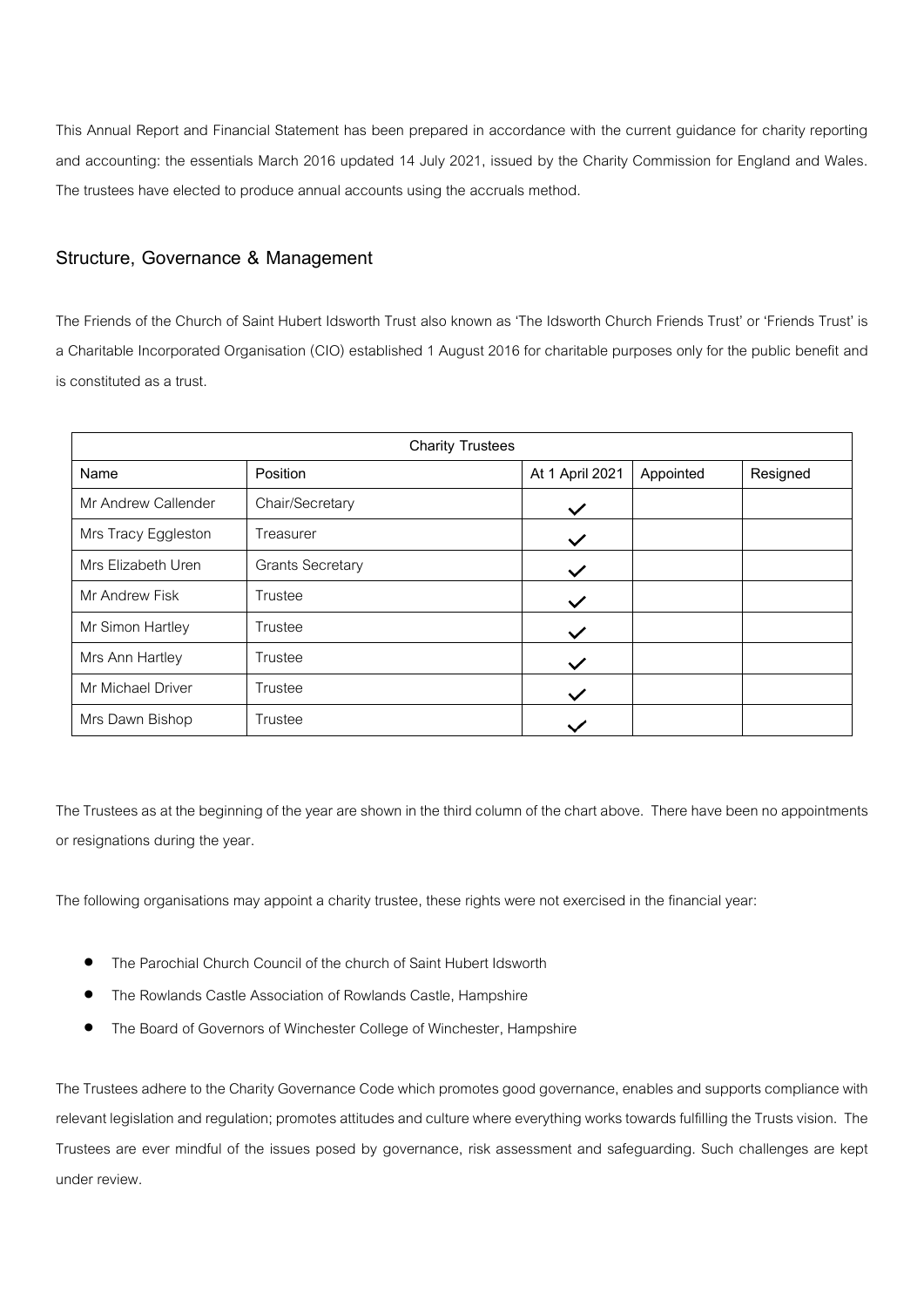This Annual Report and Financial Statement has been prepared in accordance with the current guidance for charity reporting and accounting: the essentials March 2016 updated 14 July 2021, issued by the Charity Commission for England and Wales. The trustees have elected to produce annual accounts using the accruals method.

## Structure, Governance & Management

The Friends of the Church of Saint Hubert Idsworth Trust also known as 'The Idsworth Church Friends Trust' or 'Friends Trust' is a Charitable Incorporated Organisation (CIO) established 1 August 2016 for charitable purposes only for the public benefit and is constituted as a trust.

| Charity Trustees | | | | |
|---|---|---|---|---|
| Name | Position | At 1 April 2021 | Appointed | Resigned |
| Mr Andrew Callender | Chair/Secretary | ✓ | | |
| Mrs Tracy Eggleston | Treasurer | ✓ | | |
| Mrs Elizabeth Uren | Grants Secretary | ✓ | | |
| Mr Andrew Fisk | Trustee | ✓ | | |
| Mr Simon Hartley | Trustee | ✓ | | |
| Mrs Ann Hartley | Trustee | ✓ | | |
| Mr Michael Driver | Trustee | ✓ | | |
| Mrs Dawn Bishop | Trustee | ✓ | | |

The Trustees as at the beginning of the year are shown in the third column of the chart above. There have been no appointments or resignations during the year.

The following organisations may appoint a charity trustee, these rights were not exercised in the financial year:

- The Parochial Church Council of the church of Saint Hubert Idsworth
- The Rowlands Castle Association of Rowlands Castle, Hampshire
- The Board of Governors of Winchester College of Winchester, Hampshire

The Trustees adhere to the Charity Governance Code which promotes good governance, enables and supports compliance with relevant legislation and regulation; promotes attitudes and culture where everything works towards fulfilling the Trusts vision. The Trustees are ever mindful of the issues posed by governance, risk assessment and safeguarding. Such challenges are kept under review.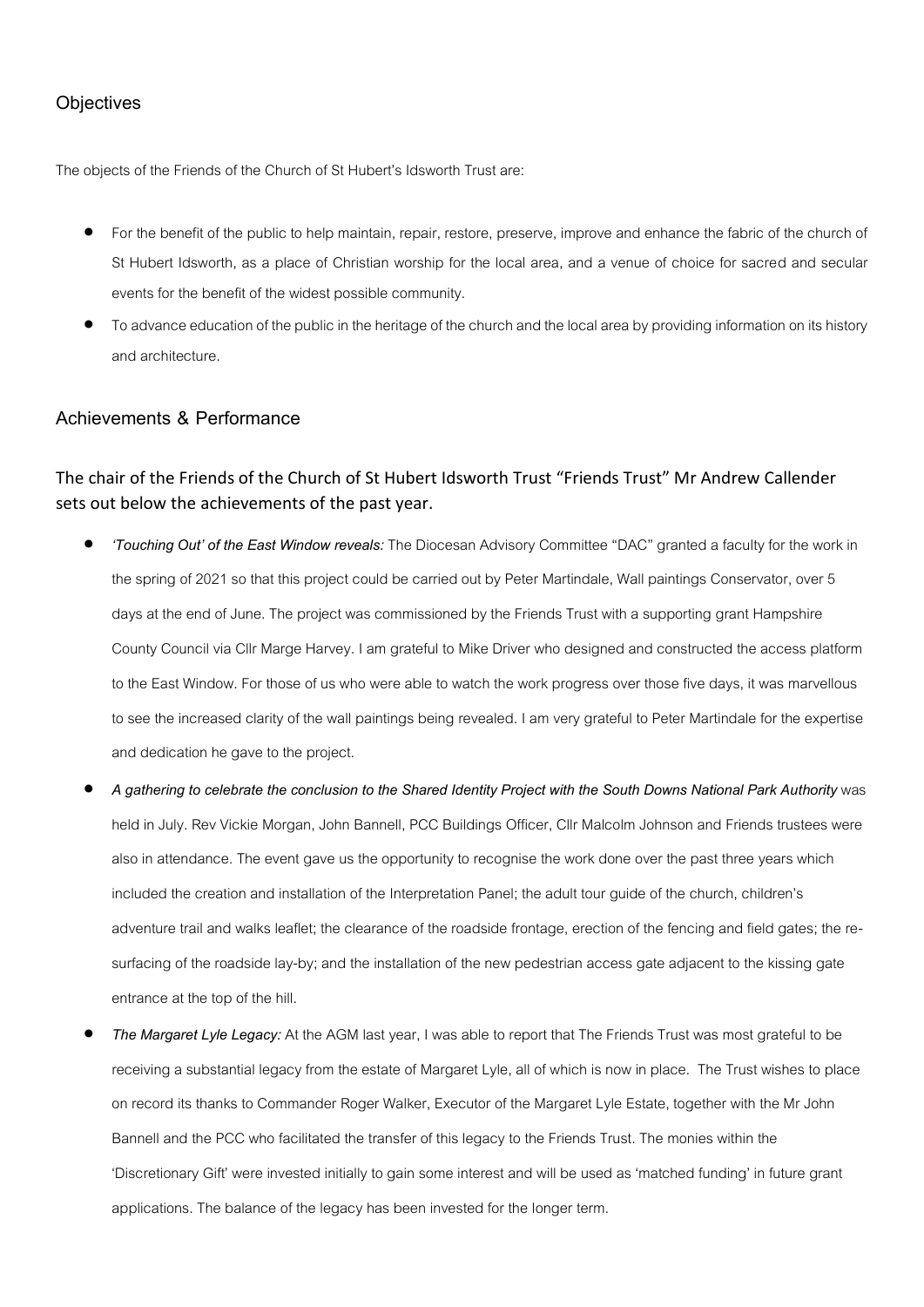## Objectives

The objects of the Friends of the Church of St Hubert's Idsworth Trust are:

- For the benefit of the public to help maintain, repair, restore, preserve, improve and enhance the fabric of the church of St Hubert Idsworth, as a place of Christian worship for the local area, and a venue of choice for sacred and secular events for the benefit of the widest possible community.
- To advance education of the public in the heritage of the church and the local area by providing information on its history and architecture.

## Achievements & Performance

### The chair of the Friends of the Church of St Hubert Idsworth Trust "Friends Trust" Mr Andrew Callender sets out below the achievements of the past year.

- ***'Touching Out' of the East Window reveals:*** The Diocesan Advisory Committee "DAC" granted a faculty for the work in the spring of 2021 so that this project could be carried out by Peter Martindale, Wall paintings Conservator, over 5 days at the end of June. The project was commissioned by the Friends Trust with a supporting grant Hampshire County Council via Cllr Marge Harvey. I am grateful to Mike Driver who designed and constructed the access platform to the East Window. For those of us who were able to watch the work progress over those five days, it was marvellous to see the increased clarity of the wall paintings being revealed. I am very grateful to Peter Martindale for the expertise and dedication he gave to the project.
- ***A gathering to celebrate the conclusion to the Shared Identity Project with the South Downs National Park Authority*** was held in July. Rev Vickie Morgan, John Bannell, PCC Buildings Officer, Cllr Malcolm Johnson and Friends trustees were also in attendance. The event gave us the opportunity to recognise the work done over the past three years which included the creation and installation of the Interpretation Panel; the adult tour guide of the church, children's adventure trail and walks leaflet; the clearance of the roadside frontage, erection of the fencing and field gates; the re-surfacing of the roadside lay-by; and the installation of the new pedestrian access gate adjacent to the kissing gate entrance at the top of the hill.
- ***The Margaret Lyle Legacy:*** At the AGM last year, I was able to report that The Friends Trust was most grateful to be receiving a substantial legacy from the estate of Margaret Lyle, all of which is now in place. The Trust wishes to place on record its thanks to Commander Roger Walker, Executor of the Margaret Lyle Estate, together with the Mr John Bannell and the PCC who facilitated the transfer of this legacy to the Friends Trust. The monies within the 'Discretionary Gift' were invested initially to gain some interest and will be used as 'matched funding' in future grant applications. The balance of the legacy has been invested for the longer term.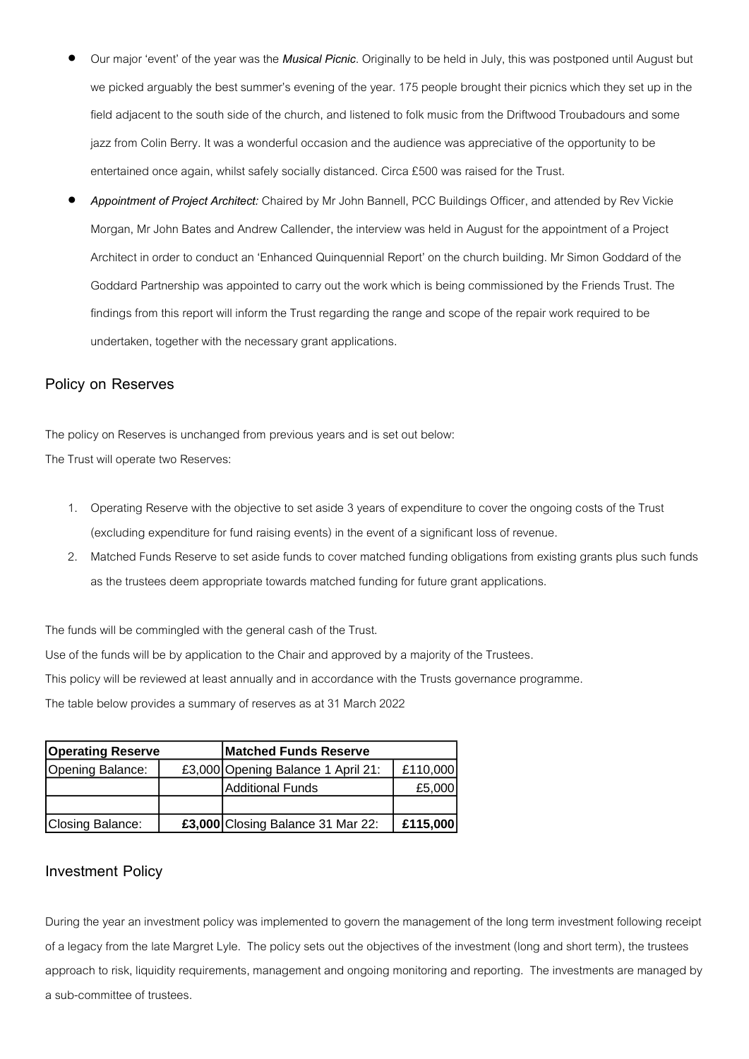- Our major 'event' of the year was the ***Musical Picnic***. Originally to be held in July, this was postponed until August but we picked arguably the best summer's evening of the year. 175 people brought their picnics which they set up in the field adjacent to the south side of the church, and listened to folk music from the Driftwood Troubadours and some jazz from Colin Berry. It was a wonderful occasion and the audience was appreciative of the opportunity to be entertained once again, whilst safely socially distanced. Circa £500 was raised for the Trust.
- ***Appointment of Project Architect:*** Chaired by Mr John Bannell, PCC Buildings Officer, and attended by Rev Vickie Morgan, Mr John Bates and Andrew Callender, the interview was held in August for the appointment of a Project Architect in order to conduct an 'Enhanced Quinquennial Report' on the church building. Mr Simon Goddard of the Goddard Partnership was appointed to carry out the work which is being commissioned by the Friends Trust. The findings from this report will inform the Trust regarding the range and scope of the repair work required to be undertaken, together with the necessary grant applications.

## Policy on Reserves

The policy on Reserves is unchanged from previous years and is set out below:

The Trust will operate two Reserves:

1. Operating Reserve with the objective to set aside 3 years of expenditure to cover the ongoing costs of the Trust (excluding expenditure for fund raising events) in the event of a significant loss of revenue.
2. Matched Funds Reserve to set aside funds to cover matched funding obligations from existing grants plus such funds as the trustees deem appropriate towards matched funding for future grant applications.

The funds will be commingled with the general cash of the Trust.

Use of the funds will be by application to the Chair and approved by a majority of the Trustees.

This policy will be reviewed at least annually and in accordance with the Trusts governance programme.

The table below provides a summary of reserves as at 31 March 2022

| **Operating Reserve** | | **Matched Funds Reserve** | |
|---|---|---|---|
| Opening Balance: | £3,000 | Opening Balance 1 April 21: | £110,000 |
| | | Additional Funds | £5,000 |
| | | | |
| Closing Balance: | **£3,000** | Closing Balance 31 Mar 22: | **£115,000** |

## Investment Policy

During the year an investment policy was implemented to govern the management of the long term investment following receipt of a legacy from the late Margret Lyle. The policy sets out the objectives of the investment (long and short term), the trustees approach to risk, liquidity requirements, management and ongoing monitoring and reporting. The investments are managed by a sub-committee of trustees.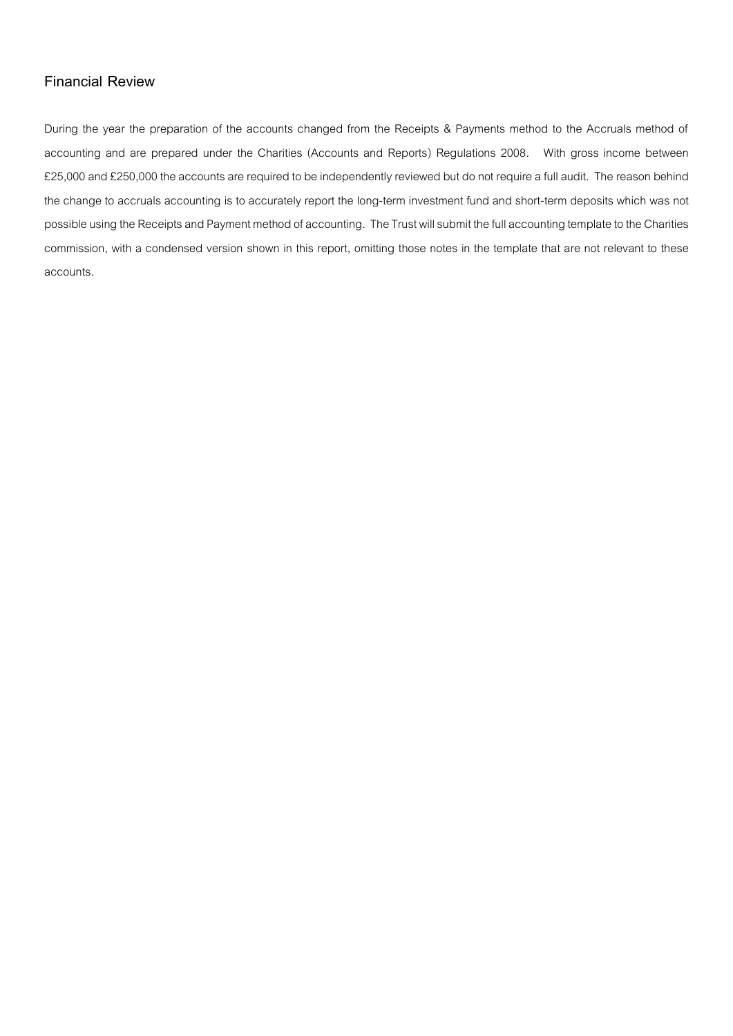## Financial Review

During the year the preparation of the accounts changed from the Receipts & Payments method to the Accruals method of accounting and are prepared under the Charities (Accounts and Reports) Regulations 2008. With gross income between £25,000 and £250,000 the accounts are required to be independently reviewed but do not require a full audit. The reason behind the change to accruals accounting is to accurately report the long-term investment fund and short-term deposits which was not possible using the Receipts and Payment method of accounting. The Trust will submit the full accounting template to the Charities commission, with a condensed version shown in this report, omitting those notes in the template that are not relevant to these accounts.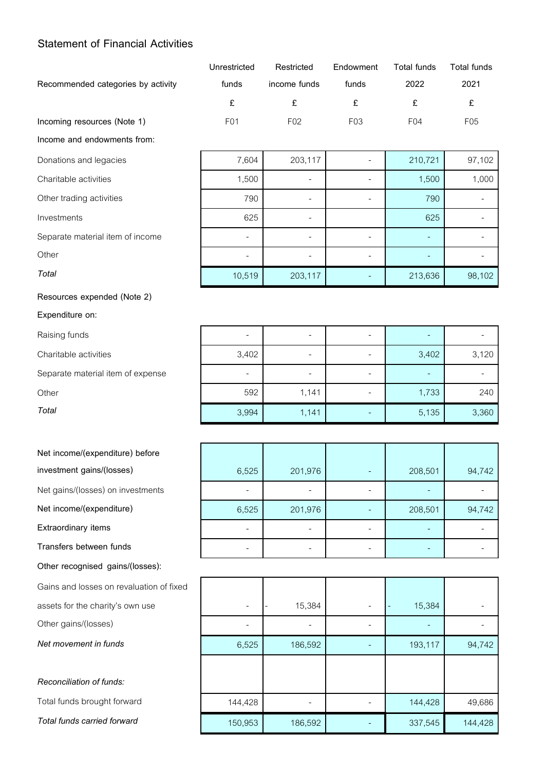## Statement of Financial Activities

| Recommended categories by activity | Unrestricted funds | Restricted income funds | Endowment funds | Total funds 2022 | Total funds 2021 |
|---|---|---|---|---|---|
| | £ | £ | £ | £ | £ |
| **Incoming resources (Note 1)** | F01 | F02 | F03 | F04 | F05 |
| **Income and endowments from:** | | | | | |
| Donations and legacies | 7,604 | 203,117 | - | 210,721 | 97,102 |
| Charitable activities | 1,500 | - | - | 1,500 | 1,000 |
| Other trading activities | 790 | - | - | 790 | - |
| Investments | 625 | - | | 625 | - |
| Separate material item of income | - | - | - | - | - |
| Other | - | - | - | - | - |
| *Total* | 10,519 | 203,117 | - | 213,636 | 98,102 |
| **Resources expended (Note 2)** | | | | | |
| **Expenditure on:** | | | | | |
| Raising funds | - | - | - | - | - |
| Charitable activities | 3,402 | - | - | 3,402 | 3,120 |
| Separate material item of expense | - | - | - | - | - |
| Other | 592 | 1,141 | - | 1,733 | 240 |
| *Total* | 3,994 | 1,141 | - | 5,135 | 3,360 |
| **Net income/(expenditure) before investment gains/(losses)** | 6,525 | 201,976 | - | 208,501 | 94,742 |
| Net gains/(losses) on investments | - | - | - | - | - |
| **Net income/(expenditure)** | 6,525 | 201,976 | - | 208,501 | 94,742 |
| **Extraordinary items** | - | - | - | - | - |
| **Transfers between funds** | - | - | - | - | - |
| **Other recognised gains/(losses):** | | | | | |
| Gains and losses on revaluation of fixed assets for the charity's own use | - | - 15,384 | - | - 15,384 | - |
| Other gains/(losses) | - | - | - | - | - |
| *Net movement in funds* | 6,525 | 186,592 | - | 193,117 | 94,742 |
| *Reconciliation of funds:* | | | | | |
| Total funds brought forward | 144,428 | - | - | 144,428 | 49,686 |
| *Total funds carried forward* | 150,953 | 186,592 | - | 337,545 | 144,428 |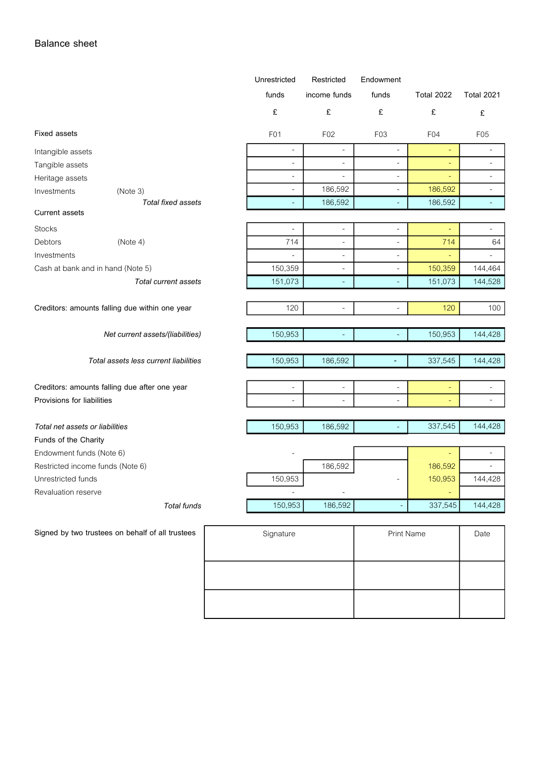# Balance sheet

| | Unrestricted funds £ | Restricted income funds £ | Endowment funds £ | Total 2022 £ | Total 2021 £ |
|---|---|---|---|---|---|
| **Fixed assets** | F01 | F02 | F03 | F04 | F05 |
| Intangible assets | - | - | - | - | - |
| Tangible assets | - | - | - | - | - |
| Heritage assets | - | - | - | - | - |
| Investments (Note 3) | - | 186,592 | - | 186,592 | - |
| *Total fixed assets* | - | 186,592 | - | 186,592 | - |
| **Current assets** | | | | | |
| Stocks | - | - | - | - | - |
| Debtors (Note 4) | 714 | - | - | 714 | 64 |
| Investments | - | - | - | - | - |
| Cash at bank and in hand (Note 5) | 150,359 | - | - | 150,359 | 144,464 |
| *Total current assets* | 151,073 | - | - | 151,073 | 144,528 |
| Creditors: amounts falling due within one year | 120 | - | - | 120 | 100 |
| *Net current assets/(liabilities)* | 150,953 | - | - | 150,953 | 144,428 |
| *Total assets less current liabilities* | 150,953 | 186,592 | - | 337,545 | 144,428 |
| Creditors: amounts falling due after one year | - | - | - | - | - |
| Provisions for liabilities | - | - | - | - | - |
| *Total net assets or liabilities* | 150,953 | 186,592 | - | 337,545 | 144,428 |
| **Funds of the Charity** | | | | | |
| Endowment funds (Note 6) | - | | | - | - |
| Restricted income funds (Note 6) | | 186,592 | | 186,592 | - |
| Unrestricted funds | 150,953 | | - | 150,953 | 144,428 |
| Revaluation reserve | - | - | | - | |
| *Total funds* | 150,953 | 186,592 | - | 337,545 | 144,428 |

Signed by two trustees on behalf of all trustees

| Signature | Print Name | Date |
|---|---|---|
| | | |
| | | |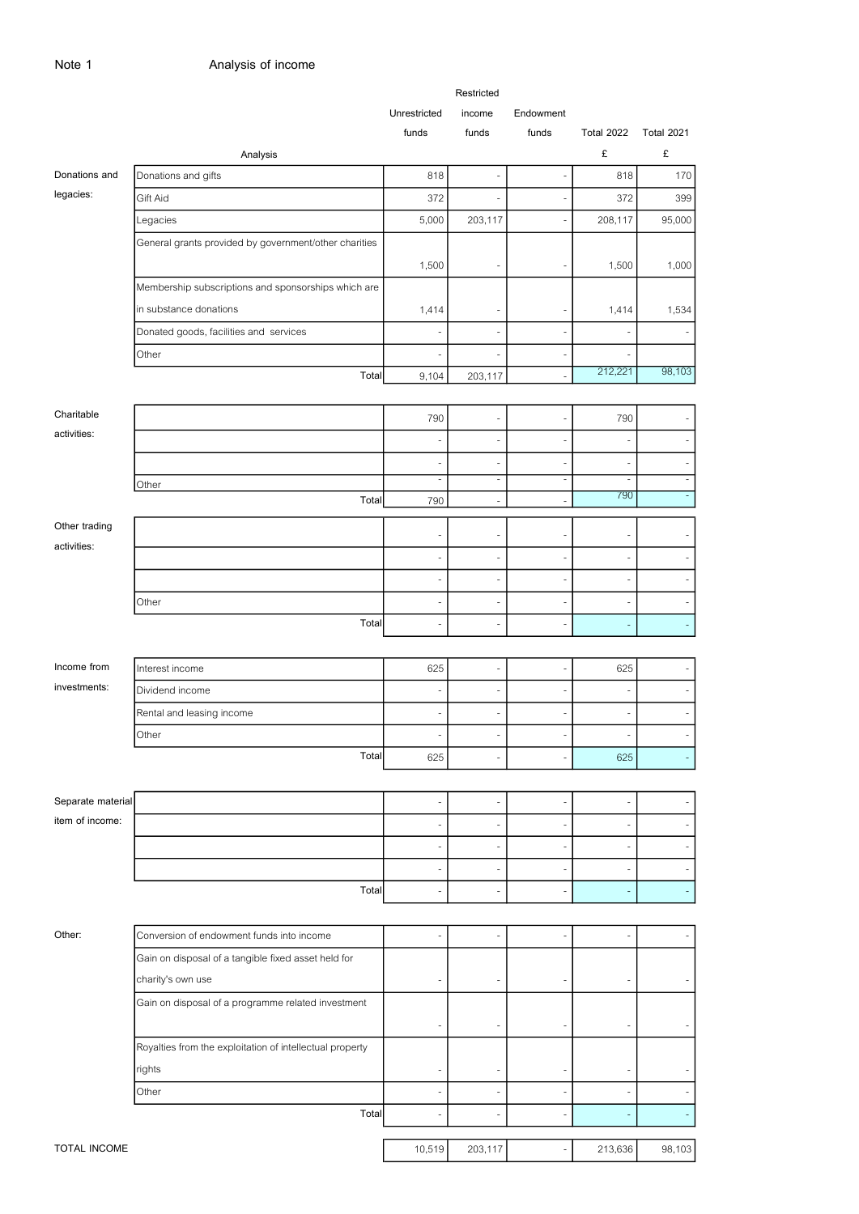## Note 1 Analysis of income

| | Analysis | Unrestricted funds | Restricted income funds | Endowment funds | Total 2022 £ | Total 2021 £ |
|---|---|---|---|---|---|---|
| Donations and legacies: | Donations and gifts | 818 | - | - | 818 | 170 |
| | Gift Aid | 372 | - | - | 372 | 399 |
| | Legacies | 5,000 | 203,117 | - | 208,117 | 95,000 |
| | General grants provided by government/other charities | 1,500 | - | - | 1,500 | 1,000 |
| | Membership subscriptions and sponsorships which are in substance donations | 1,414 | - | - | 1,414 | 1,534 |
| | Donated goods, facilities and services | - | - | - | - | - |
| | Other | - | - | - | - | |
| | Total | 9,104 | 203,117 | - | 212,221 | 98,103 |
| Charitable activities: | | 790 | - | - | 790 | - |
| | | - | - | - | - | - |
| | | - | - | - | - | - |
| | Other | - | - | - | - | - |
| | Total | 790 | - | - | 790 | - |
| Other trading activities: | | - | - | - | - | - |
| | | - | - | - | - | - |
| | | - | - | - | - | - |
| | Other | - | - | - | - | - |
| | Total | - | - | - | - | - |
| Income from investments: | Interest income | 625 | - | - | 625 | - |
| | Dividend income | - | - | - | - | - |
| | Rental and leasing income | - | - | - | - | - |
| | Other | - | - | - | - | - |
| | Total | 625 | - | - | 625 | - |
| Separate material item of income: | | - | - | - | - | - |
| | | - | - | - | - | - |
| | | - | - | - | - | - |
| | | - | - | - | - | - |
| | Total | - | - | - | - | - |
| Other: | Conversion of endowment funds into income | - | - | - | - | - |
| | Gain on disposal of a tangible fixed asset held for charity's own use | - | - | - | - | - |
| | Gain on disposal of a programme related investment | - | - | - | - | - |
| | Royalties from the exploitation of intellectual property rights | - | - | - | - | - |
| | Other | - | - | - | - | - |
| | Total | - | - | - | - | - |
| TOTAL INCOME | | 10,519 | 203,117 | - | 213,636 | 98,103 |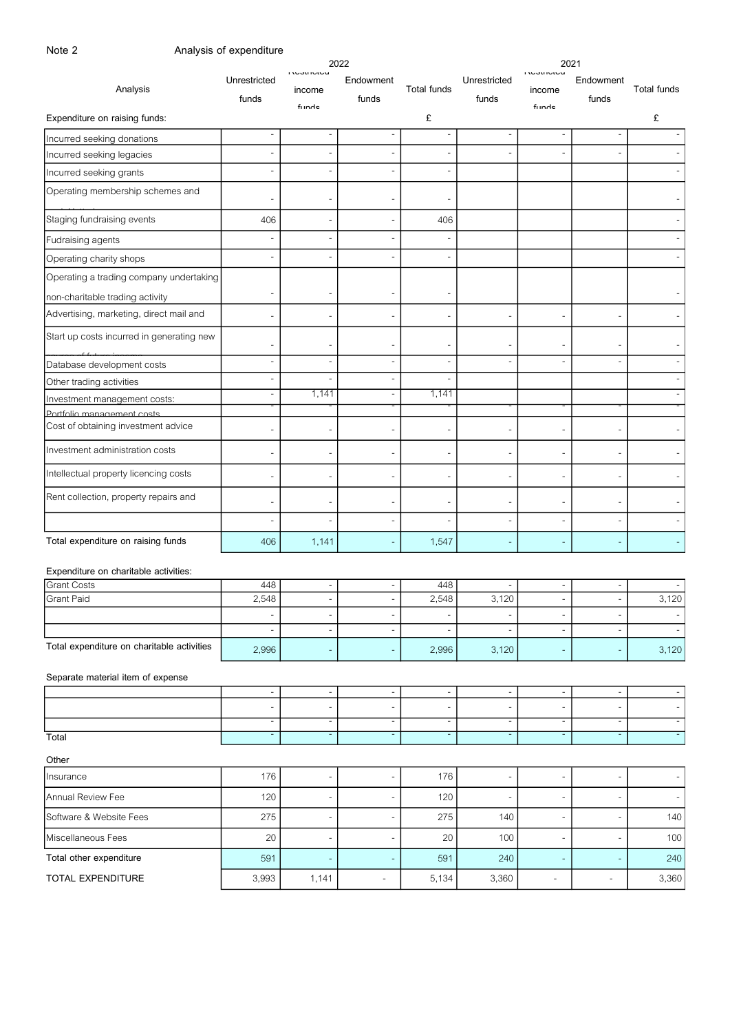Note 2 Analysis of expenditure

| Analysis | 2022 Unrestricted funds | 2022 Restricted income funds | 2022 Endowment funds | 2022 Total funds | 2021 Unrestricted funds | 2021 Restricted income funds | 2021 Endowment funds | 2021 Total funds |
|---|---|---|---|---|---|---|---|---|
| Expenditure on raising funds: | | | | £ | | | | £ |
| Incurred seeking donations | - | - | - | - | - | - | - | - |
| Incurred seeking legacies | - | - | - | - | - | - | - | - |
| Incurred seeking grants | - | - | - | - | | | | - |
| Operating membership schemes and social lotteries | - | - | - | - | | | | - |
| Staging fundraising events | 406 | - | - | 406 | | | | - |
| Fudraising agents | - | - | - | - | | | | - |
| Operating charity shops | - | - | - | - | | | | - |
| Operating a trading company undertaking non-charitable trading activity | - | - | - | - | | | | - |
| Advertising, marketing, direct mail and | - | - | - | - | - | - | - | - |
| Start up costs incurred in generating new sources of future income | - | - | - | - | - | - | - | - |
| Database development costs | - | - | - | - | - | - | - | - |
| Other trading activities | - | - | - | - | | | | - |
| Investment management costs: | - | 1,141 | - | 1,141 | | | | - |
| Portfolio management costs | - | - | - | - | - | - | - | - |
| Cost of obtaining investment advice | - | - | - | - | - | - | - | - |
| Investment administration costs | - | - | - | - | - | - | - | - |
| Intellectual property licencing costs | - | - | - | - | - | - | - | - |
| Rent collection, property repairs and | - | - | - | - | - | - | - | - |
| | - | - | - | - | - | - | - | - |
| Total expenditure on raising funds | 406 | 1,141 | - | 1,547 | - | - | - | - |

Expenditure on charitable activities:

| | 2022 Unrestricted funds | 2022 Restricted income funds | 2022 Endowment funds | 2022 Total funds | 2021 Unrestricted funds | 2021 Restricted income funds | 2021 Endowment funds | 2021 Total funds |
|---|---|---|---|---|---|---|---|---|
| Grant Costs | 448 | - | - | 448 | - | - | - | - |
| Grant Paid | 2,548 | - | - | 2,548 | 3,120 | - | - | 3,120 |
| | - | - | - | - | - | - | - | - |
| | - | - | - | - | - | - | - | - |
| Total expenditure on charitable activities | 2,996 | - | - | 2,996 | 3,120 | - | - | 3,120 |

Separate material item of expense

| | 2022 Unrestricted funds | 2022 Restricted income funds | 2022 Endowment funds | 2022 Total funds | 2021 Unrestricted funds | 2021 Restricted income funds | 2021 Endowment funds | 2021 Total funds |
|---|---|---|---|---|---|---|---|---|
| | - | - | - | - | - | - | - | - |
| | - | - | - | - | - | - | - | - |
| | - | - | - | - | - | - | - | - |
| Total | - | - | - | - | - | - | - | - |

Other

| | 2022 Unrestricted funds | 2022 Restricted income funds | 2022 Endowment funds | 2022 Total funds | 2021 Unrestricted funds | 2021 Restricted income funds | 2021 Endowment funds | 2021 Total funds |
|---|---|---|---|---|---|---|---|---|
| Insurance | 176 | - | - | 176 | - | - | - | - |
| Annual Review Fee | 120 | - | - | 120 | - | - | - | - |
| Software & Website Fees | 275 | - | - | 275 | 140 | - | - | 140 |
| Miscellaneous Fees | 20 | - | - | 20 | 100 | - | - | 100 |
| Total other expenditure | 591 | - | - | 591 | 240 | - | - | 240 |
| TOTAL EXPENDITURE | 3,993 | 1,141 | - | 5,134 | 3,360 | - | - | 3,360 |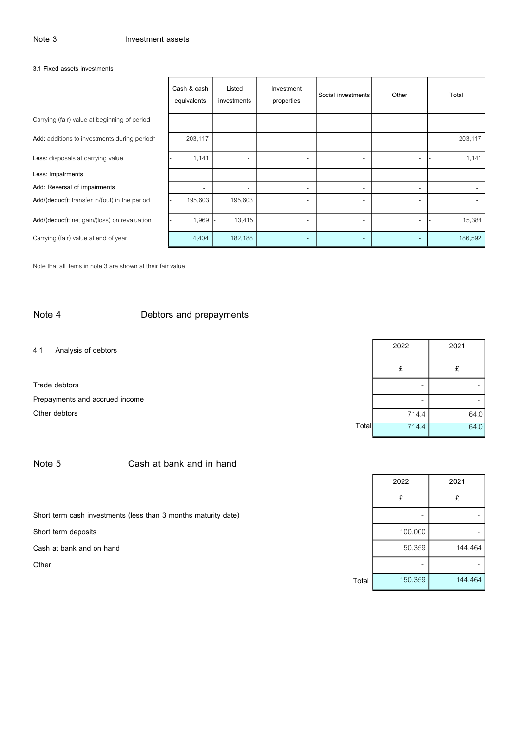## Note 3 Investment assets

### 3.1 Fixed assets investments

| | Cash & cash equivalents | Listed investments | Investment properties | Social investments | Other | Total |
|---|---|---|---|---|---|---|
| Carrying (fair) value at beginning of period | - | - | - | - | - | - |
| **Add:** additions to investments during period* | 203,117 | - | - | - | - | 203,117 |
| **Less:** disposals at carrying value | - 1,141 | - | - | - | - | - 1,141 |
| **Less:** impairments | - | - | - | - | - | - |
| **Add:** Reversal of impairments | - | - | - | - | - | - |
| **Add/(deduct):** transfer in/(out) in the period | - 195,603 | 195,603 | - | - | - | - |
| **Add/(deduct):** net gain/(loss) on revaluation | - 1,969 | - 13,415 | - | - | - | - 15,384 |
| Carrying (fair) value at end of year | 4,404 | 182,188 | - | - | - | 186,592 |

Note that all items in note 3 are shown at their fair value

## Note 4 Debtors and prepayments

### 4.1 Analysis of debtors

| | 2022 £ | 2021 £ |
|---|---|---|
| Trade debtors | - | - |
| Prepayments and accrued income | - | - |
| Other debtors | 714.4 | 64.0 |
| Total | 714.4 | 64.0 |

## Note 5 Cash at bank and in hand

| | 2022 £ | 2021 £ |
|---|---|---|
| Short term cash investments (less than 3 months maturity date) | - | - |
| Short term deposits | 100,000 | - |
| Cash at bank and on hand | 50,359 | 144,464 |
| Other | - | - |
| Total | 150,359 | 144,464 |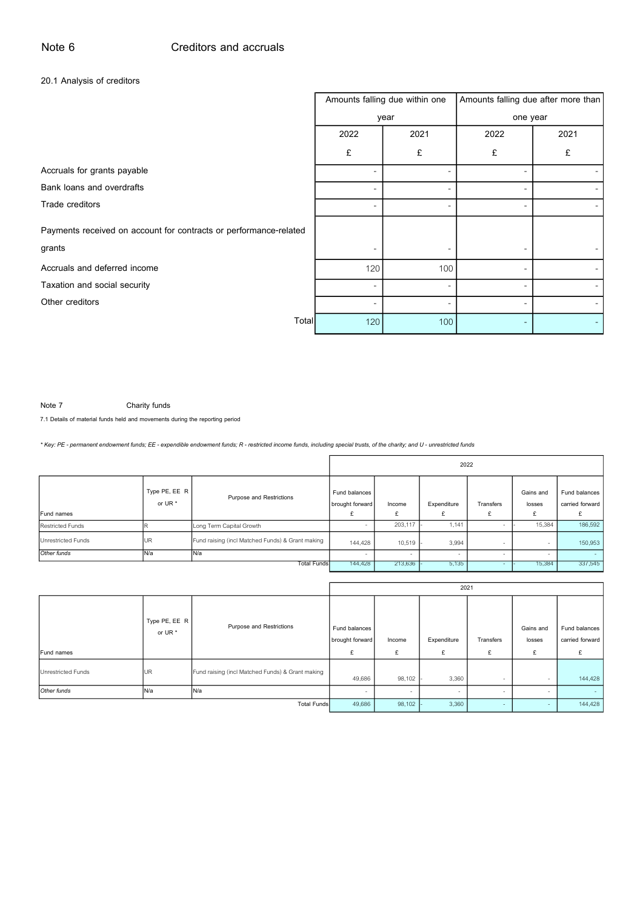## Note 6 Creditors and accruals

20.1 Analysis of creditors

| | Amounts falling due within one year | | Amounts falling due after more than one year | |
|---|---|---|---|---|
| | 2022 | 2021 | 2022 | 2021 |
| | £ | £ | £ | £ |
| Accruals for grants payable | - | - | - | - |
| Bank loans and overdrafts | - | - | - | - |
| Trade creditors | - | - | - | - |
| Payments received on account for contracts or performance-related grants | - | - | - | - |
| Accruals and deferred income | 120 | 100 | - | - |
| Taxation and social security | - | - | - | - |
| Other creditors | - | - | - | - |
| Total | 120 | 100 | - | - |

## Note 7 Charity funds

7.1 Details of material funds held and movements during the reporting period

*\* Key: PE - permanent endowment funds; EE - expendible endowment funds; R - restricted income funds, including special trusts, of the charity; and U - unrestricted funds*

| | | | 2022 | | | | | |
|---|---|---|---|---|---|---|---|---|
| Fund names | Type PE, EE R or UR * | Purpose and Restrictions | Fund balances brought forward £ | Income £ | Expenditure £ | Transfers £ | Gains and losses £ | Fund balances carried forward £ |
| Restricted Funds | R | Long Term Capital Growth | - | 203,117 | - 1,141 | - | - 15,384 | 186,592 |
| Unrestricted Funds | UR | Fund raising (incl Matched Funds) & Grant making | 144,428 | 10,519 | - 3,994 | - | - | 150,953 |
| *Other funds* | N/a | N/a | - | - | - | - | - | - |
| | | Total Funds | 144,428 | 213,636 | - 5,135 | - | - 15,384 | 337,545 |

| | | | 2021 | | | | | |
|---|---|---|---|---|---|---|---|---|
| Fund names | Type PE, EE R or UR * | Purpose and Restrictions | Fund balances brought forward £ | Income £ | Expenditure £ | Transfers £ | Gains and losses £ | Fund balances carried forward £ |
| Unrestricted Funds | UR | Fund raising (incl Matched Funds) & Grant making | 49,686 | 98,102 | - 3,360 | - | - | 144,428 |
| *Other funds* | N/a | N/a | - | - | - | - | - | - |
| | | Total Funds | 49,686 | 98,102 | - 3,360 | - | - | 144,428 |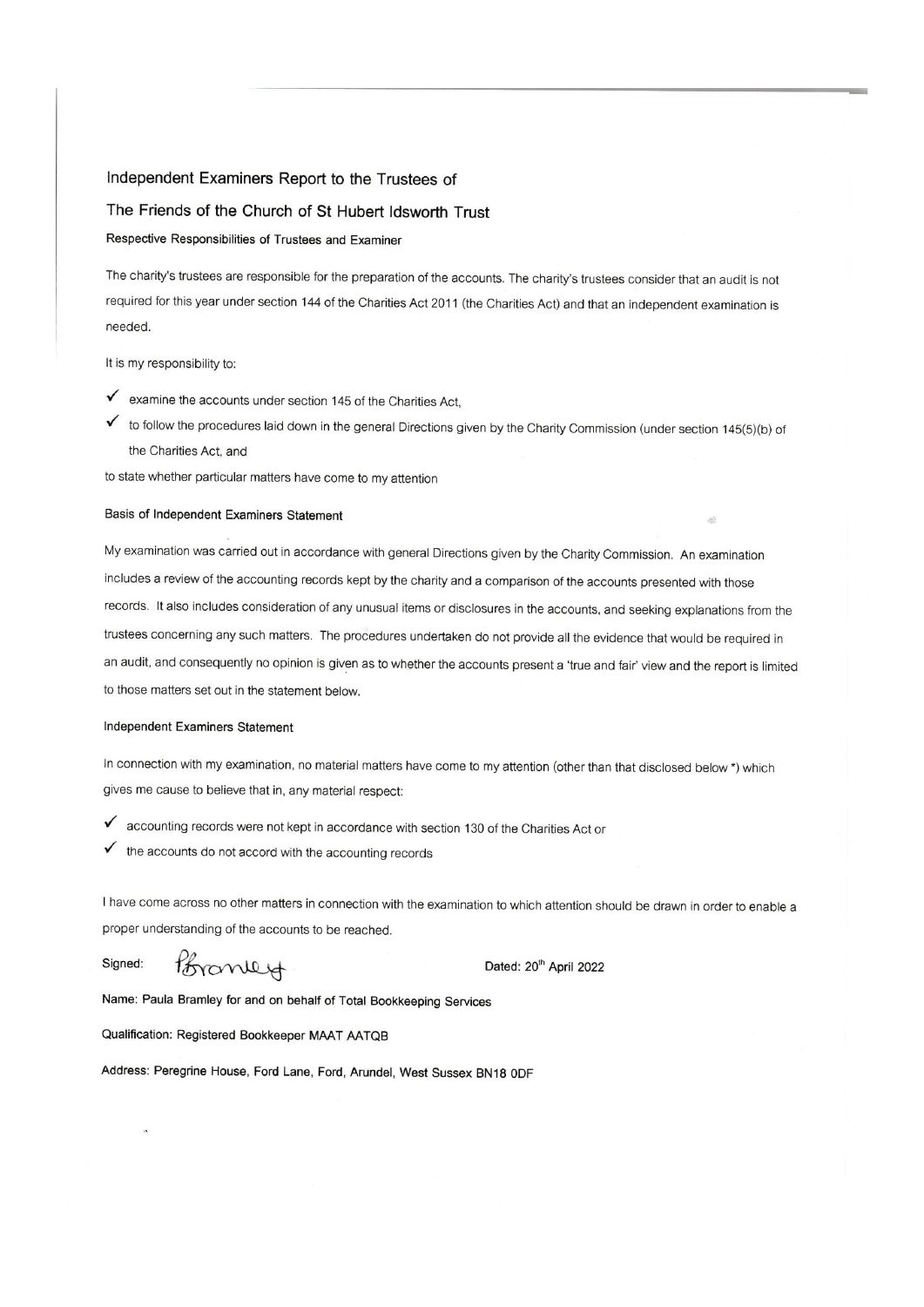## Independent Examiners Report to the Trustees of

## The Friends of the Church of St Hubert Idsworth Trust

### Respective Responsibilities of Trustees and Examiner

The charity's trustees are responsible for the preparation of the accounts. The charity's trustees consider that an audit is not required for this year under section 144 of the Charities Act 2011 (the Charities Act) and that an independent examination is needed.

It is my responsibility to:

- ✓ examine the accounts under section 145 of the Charities Act,
- ✓ to follow the procedures laid down in the general Directions given by the Charity Commission (under section 145(5)(b) of the Charities Act, and

to state whether particular matters have come to my attention

### Basis of Independent Examiners Statement

My examination was carried out in accordance with general Directions given by the Charity Commission. An examination includes a review of the accounting records kept by the charity and a comparison of the accounts presented with those records. It also includes consideration of any unusual items or disclosures in the accounts, and seeking explanations from the trustees concerning any such matters. The procedures undertaken do not provide all the evidence that would be required in an audit, and consequently no opinion is given as to whether the accounts present a 'true and fair' view and the report is limited to those matters set out in the statement below.

### Independent Examiners Statement

In connection with my examination, no material matters have come to my attention (other than that disclosed below *) which gives me cause to believe that in, any material respect:

- ✓ accounting records were not kept in accordance with section 130 of the Charities Act or
- ✓ the accounts do not accord with the accounting records

I have come across no other matters in connection with the examination to which attention should be drawn in order to enable a proper understanding of the accounts to be reached.

Signed: PBramley

Dated: 20th April 2022

Name: Paula Bramley for and on behalf of Total Bookkeeping Services

Qualification: Registered Bookkeeper MAAT AATQB

Address: Peregrine House, Ford Lane, Ford, Arundel, West Sussex BN18 0DF